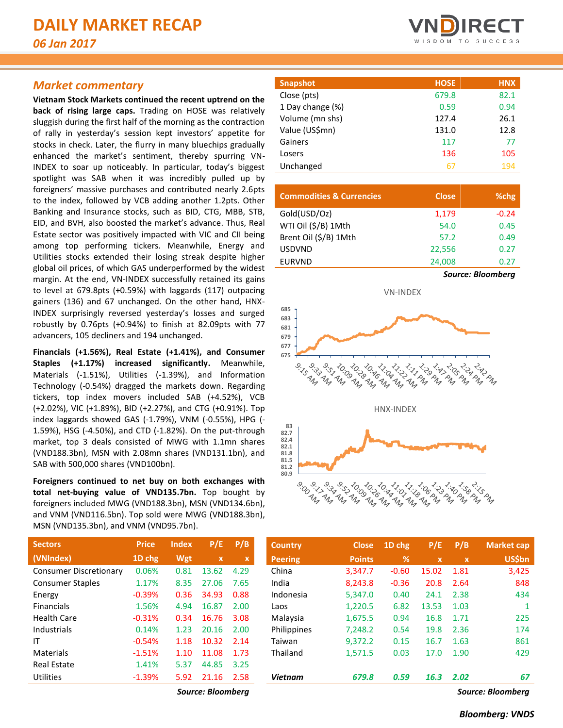# DAILY MARKET RECAP

*06 Jan 2017*

## Market commentary

**Vietnam Stock Markets continued the recent uptrend on the back of rising large caps.** Trading on HOSE was relatively sluggish during the first half of the morning as the contraction of rally in yesterday's session kept investors' appetite for stocks in check. Later, the flurry in many bluechips gradually enhanced the market's sentiment, thereby spurring VN-INDEX to soar up noticeably. In particular, today's biggest spotlight was SAB when it was incredibly pulled up by foreigners' massive purchases and contributed nearly 2.6pts to the index, followed by VCB adding another 1.2pts. Other Banking and Insurance stocks, such as BID, CTG, MBB, STB, EID, and BVH, also boosted the market's advance. Thus, Real Estate sector was positively impacted with VIC and CII being among top performing tickers. Meanwhile, Energy and Utilities stocks extended their losing streak despite higher global oil prices, of which GAS underperformed by the widest margin. At the end, VN-INDEX successfully retained its gains to level at 679.8pts (+0.59%) with laggards (117) outpacing gainers (136) and 67 unchanged. On the other hand, HNX-INDEX surprisingly reversed yesterday's losses and surged robustly by 0.76pts (+0.94%) to finish at 82.09pts with 77 advancers, 105 decliners and 194 unchanged.

**Financials (+1.56%), Real Estate (+1.41%), and Consumer Staples (+1.17%) increased significantly.** Meanwhile, Materials (-1.51%), Utilities (-1.39%), and Information Technology (-0.54%) dragged the markets down. Regarding tickers, top index movers included SAB (+4.52%), VCB (+2.02%), VIC (+1.89%), BID (+2.27%), and CTG (+0.91%). Top index laggards showed GAS (-1.79%), VNM (-0.55%), HPG (-1.59%), HSG (-4.50%), and CTD (-1.82%). On the put-through market, top 3 deals consisted of MWG with 1.1mn shares (VND188.3bn), MSN with 2.08mn shares (VND131.1bn), and SAB with 500,000 shares (VND100bn).

**Foreigners continued to net buy on both exchanges with total net-buying value of VND135.7bn.** Top bought by foreigners included MWG (VND188.3bn), MSN (VND134.6bn), and VNM (VND116.5bn). Top sold were MWG (VND188.3bn), MSN (VND135.3bn), and VNM (VND95.7bn).

| Snapshot | HOSE | HNX |
|---|---|---|
| Close (pts) | 679.8 | 82.1 |
| 1 Day change (%) | 0.59 | 0.94 |
| Volume (mn shs) | 127.4 | 26.1 |
| Value (US$mn) | 131.0 | 12.8 |
| Gainers | 117 | 77 |
| Losers | 136 | 105 |
| Unchanged | 67 | 194 |

| Commodities & Currencies | Close | %chg |
|---|---|---|
| Gold(USD/Oz) | 1,179 | -0.24 |
| WTI Oil ($/B) 1Mth | 54.0 | 0.45 |
| Brent Oil ($/B) 1Mth | 57.2 | 0.49 |
| USDVND | 22,556 | 0.27 |
| EURVND | 24,008 | 0.27 |

*Source: Bloomberg*

VN-INDEX

HNX-INDEX

| Sectors (VNIndex) | Price 1D chg | Index Wgt | P/E x | P/B x |
|---|---|---|---|---|
| Consumer Discretionary | 0.06% | 0.81 | 13.62 | 4.29 |
| Consumer Staples | 1.17% | 8.35 | 27.06 | 7.65 |
| Energy | -0.39% | 0.36 | 34.93 | 0.88 |
| Financials | 1.56% | 4.94 | 16.87 | 2.00 |
| Health Care | -0.31% | 0.34 | 16.76 | 3.08 |
| Industrials | 0.14% | 1.23 | 20.16 | 2.00 |
| IT | -0.54% | 1.18 | 10.32 | 2.14 |
| Materials | -1.51% | 1.10 | 11.08 | 1.73 |
| Real Estate | 1.41% | 5.37 | 44.85 | 3.25 |
| Utilities | -1.39% | 5.92 | 21.16 | 2.58 |

*Source: Bloomberg*

| Country Peering | Close Points | 1D chg % | P/E x | P/B x | Market cap US$bn |
|---|---|---|---|---|---|
| China | 3,347.7 | -0.60 | 15.02 | 1.81 | 3,425 |
| India | 8,243.8 | -0.36 | 20.8 | 2.64 | 848 |
| Indonesia | 5,347.0 | 0.40 | 24.1 | 2.38 | 434 |
| Laos | 1,220.5 | 6.82 | 13.53 | 1.03 | 1 |
| Malaysia | 1,675.5 | 0.94 | 16.8 | 1.71 | 225 |
| Philippines | 7,248.2 | 0.54 | 19.8 | 2.36 | 174 |
| Taiwan | 9,372.2 | 0.15 | 16.7 | 1.63 | 861 |
| Thailand | 1,571.5 | 0.03 | 17.0 | 1.90 | 429 |
| ***Vietnam*** | ***679.8*** | ***0.59*** | ***16.3*** | ***2.02*** | ***67*** |

*Source: Bloomberg*

***Bloomberg: VNDS***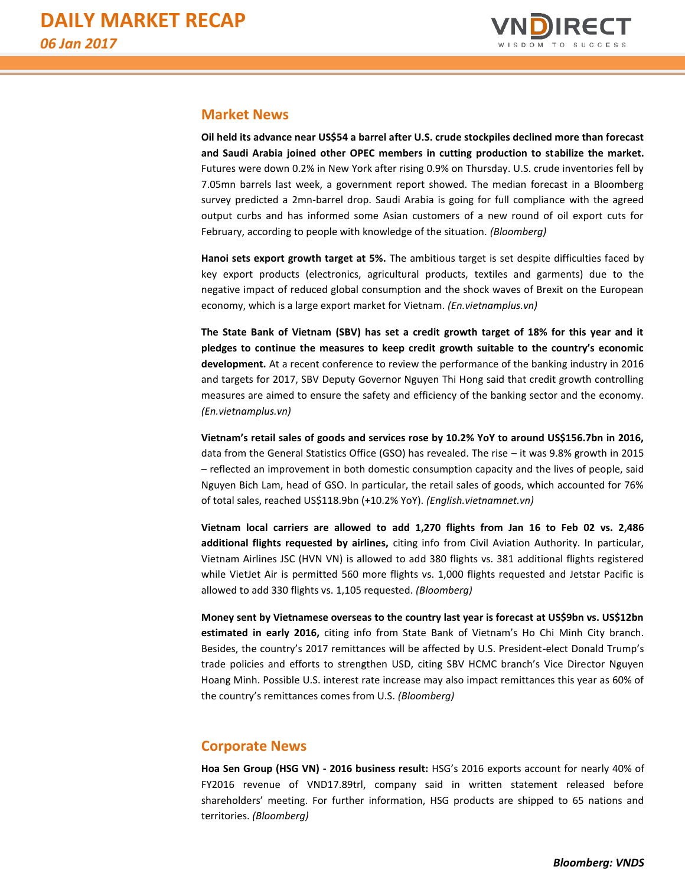## Market News

**Oil held its advance near US$54 a barrel after U.S. crude stockpiles declined more than forecast and Saudi Arabia joined other OPEC members in cutting production to stabilize the market.** Futures were down 0.2% in New York after rising 0.9% on Thursday. U.S. crude inventories fell by 7.05mn barrels last week, a government report showed. The median forecast in a Bloomberg survey predicted a 2mn-barrel drop. Saudi Arabia is going for full compliance with the agreed output curbs and has informed some Asian customers of a new round of oil export cuts for February, according to people with knowledge of the situation. *(Bloomberg)*

**Hanoi sets export growth target at 5%.** The ambitious target is set despite difficulties faced by key export products (electronics, agricultural products, textiles and garments) due to the negative impact of reduced global consumption and the shock waves of Brexit on the European economy, which is a large export market for Vietnam. *(En.vietnamplus.vn)*

**The State Bank of Vietnam (SBV) has set a credit growth target of 18% for this year and it pledges to continue the measures to keep credit growth suitable to the country's economic development.** At a recent conference to review the performance of the banking industry in 2016 and targets for 2017, SBV Deputy Governor Nguyen Thi Hong said that credit growth controlling measures are aimed to ensure the safety and efficiency of the banking sector and the economy. *(En.vietnamplus.vn)*

**Vietnam's retail sales of goods and services rose by 10.2% YoY to around US$156.7bn in 2016,** data from the General Statistics Office (GSO) has revealed. The rise – it was 9.8% growth in 2015 – reflected an improvement in both domestic consumption capacity and the lives of people, said Nguyen Bich Lam, head of GSO. In particular, the retail sales of goods, which accounted for 76% of total sales, reached US$118.9bn (+10.2% YoY). *(English.vietnamnet.vn)*

**Vietnam local carriers are allowed to add 1,270 flights from Jan 16 to Feb 02 vs. 2,486 additional flights requested by airlines,** citing info from Civil Aviation Authority. In particular, Vietnam Airlines JSC (HVN VN) is allowed to add 380 flights vs. 381 additional flights registered while VietJet Air is permitted 560 more flights vs. 1,000 flights requested and Jetstar Pacific is allowed to add 330 flights vs. 1,105 requested. *(Bloomberg)*

**Money sent by Vietnamese overseas to the country last year is forecast at US$9bn vs. US$12bn estimated in early 2016,** citing info from State Bank of Vietnam's Ho Chi Minh City branch. Besides, the country's 2017 remittances will be affected by U.S. President-elect Donald Trump's trade policies and efforts to strengthen USD, citing SBV HCMC branch's Vice Director Nguyen Hoang Minh. Possible U.S. interest rate increase may also impact remittances this year as 60% of the country's remittances comes from U.S. *(Bloomberg)*

## Corporate News

**Hoa Sen Group (HSG VN) - 2016 business result:** HSG's 2016 exports account for nearly 40% of FY2016 revenue of VND17.89trl, company said in written statement released before shareholders' meeting. For further information, HSG products are shipped to 65 nations and territories. *(Bloomberg)*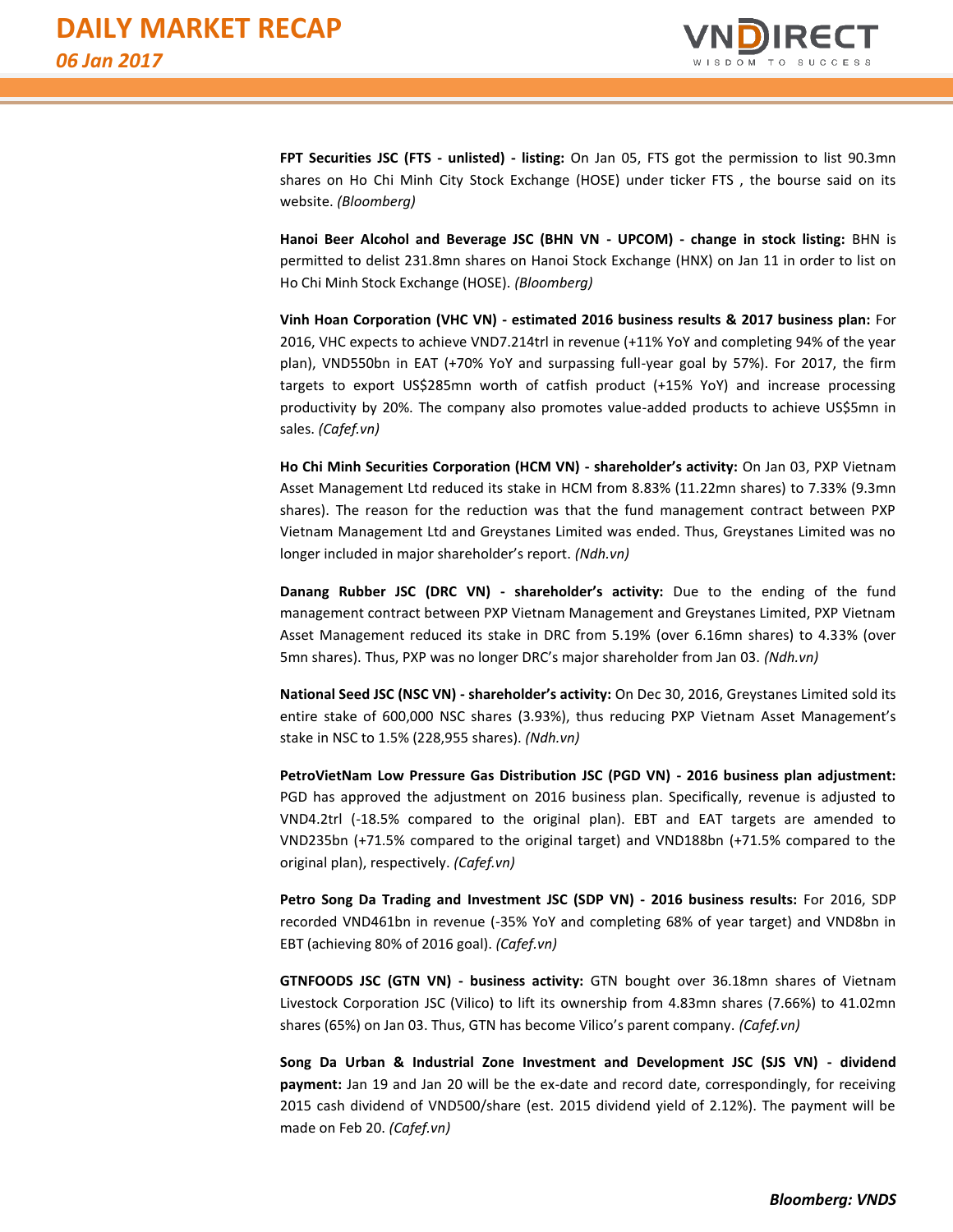**FPT Securities JSC (FTS - unlisted) - listing:** On Jan 05, FTS got the permission to list 90.3mn shares on Ho Chi Minh City Stock Exchange (HOSE) under ticker FTS , the bourse said on its website. *(Bloomberg)*

**Hanoi Beer Alcohol and Beverage JSC (BHN VN - UPCOM) - change in stock listing:** BHN is permitted to delist 231.8mn shares on Hanoi Stock Exchange (HNX) on Jan 11 in order to list on Ho Chi Minh Stock Exchange (HOSE). *(Bloomberg)*

**Vinh Hoan Corporation (VHC VN) - estimated 2016 business results & 2017 business plan:** For 2016, VHC expects to achieve VND7.214trl in revenue (+11% YoY and completing 94% of the year plan), VND550bn in EAT (+70% YoY and surpassing full-year goal by 57%). For 2017, the firm targets to export US$285mn worth of catfish product (+15% YoY) and increase processing productivity by 20%. The company also promotes value-added products to achieve US$5mn in sales. *(Cafef.vn)*

**Ho Chi Minh Securities Corporation (HCM VN) - shareholder's activity:** On Jan 03, PXP Vietnam Asset Management Ltd reduced its stake in HCM from 8.83% (11.22mn shares) to 7.33% (9.3mn shares). The reason for the reduction was that the fund management contract between PXP Vietnam Management Ltd and Greystanes Limited was ended. Thus, Greystanes Limited was no longer included in major shareholder's report. *(Ndh.vn)*

**Danang Rubber JSC (DRC VN) - shareholder's activity:** Due to the ending of the fund management contract between PXP Vietnam Management and Greystanes Limited, PXP Vietnam Asset Management reduced its stake in DRC from 5.19% (over 6.16mn shares) to 4.33% (over 5mn shares). Thus, PXP was no longer DRC's major shareholder from Jan 03. *(Ndh.vn)*

**National Seed JSC (NSC VN) - shareholder's activity:** On Dec 30, 2016, Greystanes Limited sold its entire stake of 600,000 NSC shares (3.93%), thus reducing PXP Vietnam Asset Management's stake in NSC to 1.5% (228,955 shares). *(Ndh.vn)*

**PetroVietNam Low Pressure Gas Distribution JSC (PGD VN) - 2016 business plan adjustment:** PGD has approved the adjustment on 2016 business plan. Specifically, revenue is adjusted to VND4.2trl (-18.5% compared to the original plan). EBT and EAT targets are amended to VND235bn (+71.5% compared to the original target) and VND188bn (+71.5% compared to the original plan), respectively. *(Cafef.vn)*

**Petro Song Da Trading and Investment JSC (SDP VN) - 2016 business results:** For 2016, SDP recorded VND461bn in revenue (-35% YoY and completing 68% of year target) and VND8bn in EBT (achieving 80% of 2016 goal). *(Cafef.vn)*

**GTNFOODS JSC (GTN VN) - business activity:** GTN bought over 36.18mn shares of Vietnam Livestock Corporation JSC (Vilico) to lift its ownership from 4.83mn shares (7.66%) to 41.02mn shares (65%) on Jan 03. Thus, GTN has become Vilico's parent company. *(Cafef.vn)*

**Song Da Urban & Industrial Zone Investment and Development JSC (SJS VN) - dividend payment:** Jan 19 and Jan 20 will be the ex-date and record date, correspondingly, for receiving 2015 cash dividend of VND500/share (est. 2015 dividend yield of 2.12%). The payment will be made on Feb 20. *(Cafef.vn)*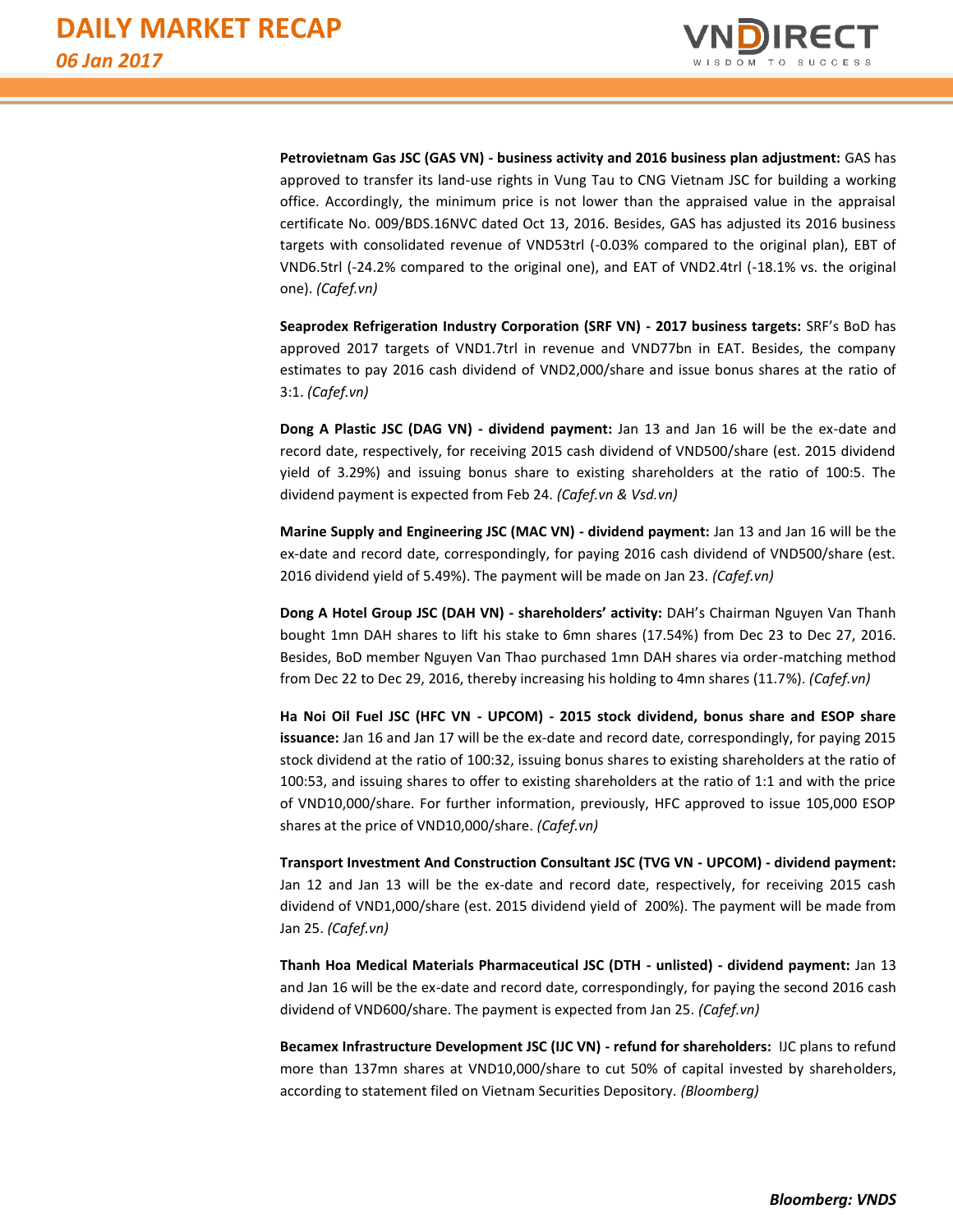**Petrovietnam Gas JSC (GAS VN) - business activity and 2016 business plan adjustment:** GAS has approved to transfer its land-use rights in Vung Tau to CNG Vietnam JSC for building a working office. Accordingly, the minimum price is not lower than the appraised value in the appraisal certificate No. 009/BDS.16NVC dated Oct 13, 2016. Besides, GAS has adjusted its 2016 business targets with consolidated revenue of VND53trl (-0.03% compared to the original plan), EBT of VND6.5trl (-24.2% compared to the original one), and EAT of VND2.4trl (-18.1% vs. the original one). *(Cafef.vn)*

**Seaprodex Refrigeration Industry Corporation (SRF VN) - 2017 business targets:** SRF's BoD has approved 2017 targets of VND1.7trl in revenue and VND77bn in EAT. Besides, the company estimates to pay 2016 cash dividend of VND2,000/share and issue bonus shares at the ratio of 3:1. *(Cafef.vn)*

**Dong A Plastic JSC (DAG VN) - dividend payment:** Jan 13 and Jan 16 will be the ex-date and record date, respectively, for receiving 2015 cash dividend of VND500/share (est. 2015 dividend yield of 3.29%) and issuing bonus share to existing shareholders at the ratio of 100:5. The dividend payment is expected from Feb 24. *(Cafef.vn & Vsd.vn)*

**Marine Supply and Engineering JSC (MAC VN) - dividend payment:** Jan 13 and Jan 16 will be the ex-date and record date, correspondingly, for paying 2016 cash dividend of VND500/share (est. 2016 dividend yield of 5.49%). The payment will be made on Jan 23. *(Cafef.vn)*

**Dong A Hotel Group JSC (DAH VN) - shareholders' activity:** DAH's Chairman Nguyen Van Thanh bought 1mn DAH shares to lift his stake to 6mn shares (17.54%) from Dec 23 to Dec 27, 2016. Besides, BoD member Nguyen Van Thao purchased 1mn DAH shares via order-matching method from Dec 22 to Dec 29, 2016, thereby increasing his holding to 4mn shares (11.7%). *(Cafef.vn)*

**Ha Noi Oil Fuel JSC (HFC VN - UPCOM) - 2015 stock dividend, bonus share and ESOP share issuance:** Jan 16 and Jan 17 will be the ex-date and record date, correspondingly, for paying 2015 stock dividend at the ratio of 100:32, issuing bonus shares to existing shareholders at the ratio of 100:53, and issuing shares to offer to existing shareholders at the ratio of 1:1 and with the price of VND10,000/share. For further information, previously, HFC approved to issue 105,000 ESOP shares at the price of VND10,000/share. *(Cafef.vn)*

**Transport Investment And Construction Consultant JSC (TVG VN - UPCOM) - dividend payment:** Jan 12 and Jan 13 will be the ex-date and record date, respectively, for receiving 2015 cash dividend of VND1,000/share (est. 2015 dividend yield of 200%). The payment will be made from Jan 25. *(Cafef.vn)*

**Thanh Hoa Medical Materials Pharmaceutical JSC (DTH - unlisted) - dividend payment:** Jan 13 and Jan 16 will be the ex-date and record date, correspondingly, for paying the second 2016 cash dividend of VND600/share. The payment is expected from Jan 25. *(Cafef.vn)*

**Becamex Infrastructure Development JSC (IJC VN) - refund for shareholders:** IJC plans to refund more than 137mn shares at VND10,000/share to cut 50% of capital invested by shareholders, according to statement filed on Vietnam Securities Depository. *(Bloomberg)*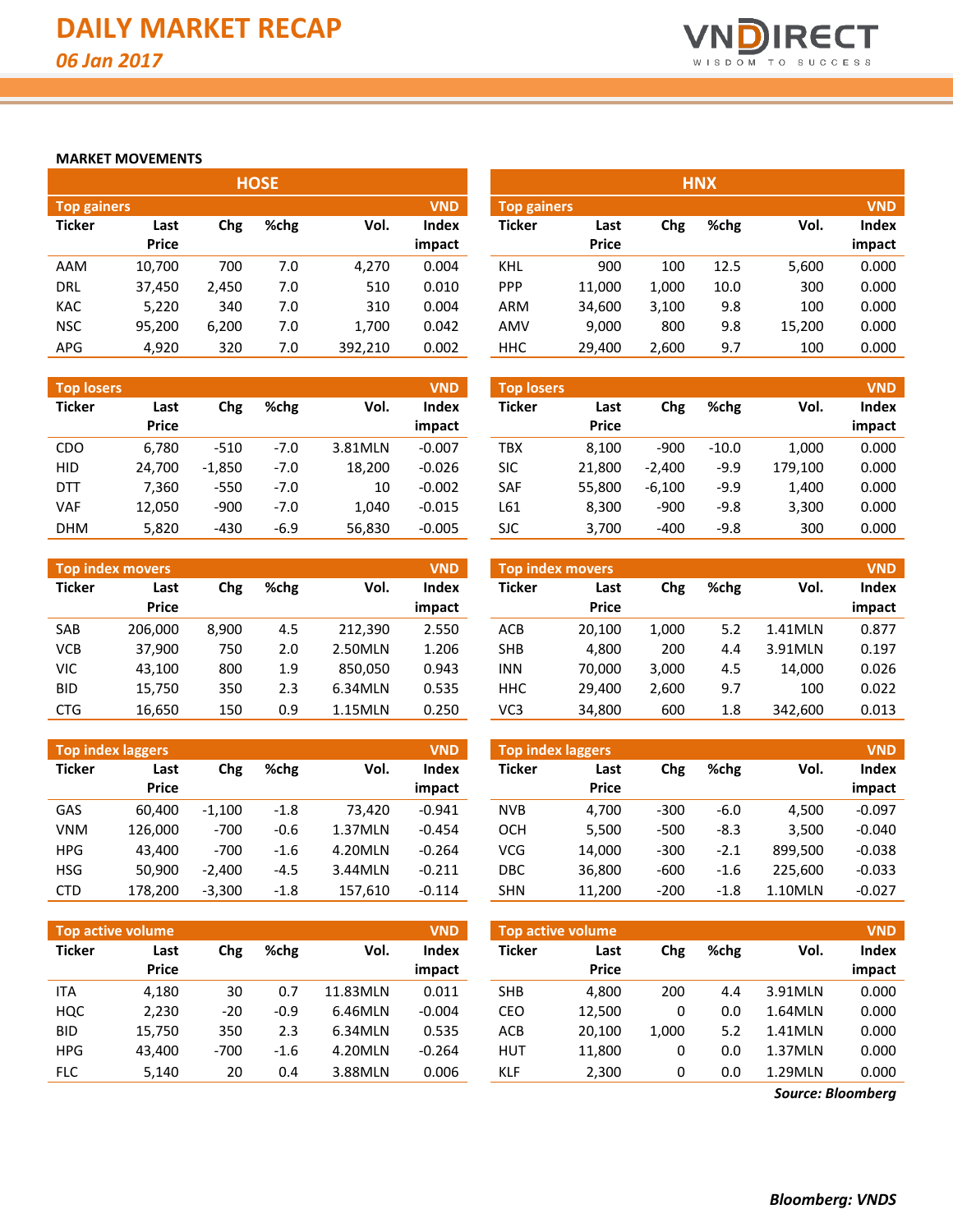# DAILY MARKET RECAP

*06 Jan 2017*

## MARKET MOVEMENTS

### HOSE

**Top gainers** (VND)

| Ticker | Last Price | Chg | %chg | Vol. | Index impact |
|---|---|---|---|---|---|
| AAM | 10,700 | 700 | 7.0 | 4,270 | 0.004 |
| DRL | 37,450 | 2,450 | 7.0 | 510 | 0.010 |
| KAC | 5,220 | 340 | 7.0 | 310 | 0.004 |
| NSC | 95,200 | 6,200 | 7.0 | 1,700 | 0.042 |
| APG | 4,920 | 320 | 7.0 | 392,210 | 0.002 |

**Top losers** (VND)

| Ticker | Last Price | Chg | %chg | Vol. | Index impact |
|---|---|---|---|---|---|
| CDO | 6,780 | -510 | -7.0 | 3.81MLN | -0.007 |
| HID | 24,700 | -1,850 | -7.0 | 18,200 | -0.026 |
| DTT | 7,360 | -550 | -7.0 | 10 | -0.002 |
| VAF | 12,050 | -900 | -7.0 | 1,040 | -0.015 |
| DHM | 5,820 | -430 | -6.9 | 56,830 | -0.005 |

**Top index movers** (VND)

| Ticker | Last Price | Chg | %chg | Vol. | Index impact |
|---|---|---|---|---|---|
| SAB | 206,000 | 8,900 | 4.5 | 212,390 | 2.550 |
| VCB | 37,900 | 750 | 2.0 | 2.50MLN | 1.206 |
| VIC | 43,100 | 800 | 1.9 | 850,050 | 0.943 |
| BID | 15,750 | 350 | 2.3 | 6.34MLN | 0.535 |
| CTG | 16,650 | 150 | 0.9 | 1.15MLN | 0.250 |

**Top index laggers** (VND)

| Ticker | Last Price | Chg | %chg | Vol. | Index impact |
|---|---|---|---|---|---|
| GAS | 60,400 | -1,100 | -1.8 | 73,420 | -0.941 |
| VNM | 126,000 | -700 | -0.6 | 1.37MLN | -0.454 |
| HPG | 43,400 | -700 | -1.6 | 4.20MLN | -0.264 |
| HSG | 50,900 | -2,400 | -4.5 | 3.44MLN | -0.211 |
| CTD | 178,200 | -3,300 | -1.8 | 157,610 | -0.114 |

**Top active volume** (VND)

| Ticker | Last Price | Chg | %chg | Vol. | Index impact |
|---|---|---|---|---|---|
| ITA | 4,180 | 30 | 0.7 | 11.83MLN | 0.011 |
| HQC | 2,230 | -20 | -0.9 | 6.46MLN | -0.004 |
| BID | 15,750 | 350 | 2.3 | 6.34MLN | 0.535 |
| HPG | 43,400 | -700 | -1.6 | 4.20MLN | -0.264 |
| FLC | 5,140 | 20 | 0.4 | 3.88MLN | 0.006 |

### HNX

**Top gainers** (VND)

| Ticker | Last Price | Chg | %chg | Vol. | Index impact |
|---|---|---|---|---|---|
| KHL | 900 | 100 | 12.5 | 5,600 | 0.000 |
| PPP | 11,000 | 1,000 | 10.0 | 300 | 0.000 |
| ARM | 34,600 | 3,100 | 9.8 | 100 | 0.000 |
| AMV | 9,000 | 800 | 9.8 | 15,200 | 0.000 |
| HHC | 29,400 | 2,600 | 9.7 | 100 | 0.000 |

**Top losers** (VND)

| Ticker | Last Price | Chg | %chg | Vol. | Index impact |
|---|---|---|---|---|---|
| TBX | 8,100 | -900 | -10.0 | 1,000 | 0.000 |
| SIC | 21,800 | -2,400 | -9.9 | 179,100 | 0.000 |
| SAF | 55,800 | -6,100 | -9.9 | 1,400 | 0.000 |
| L61 | 8,300 | -900 | -9.8 | 3,300 | 0.000 |
| SJC | 3,700 | -400 | -9.8 | 300 | 0.000 |

**Top index movers** (VND)

| Ticker | Last Price | Chg | %chg | Vol. | Index impact |
|---|---|---|---|---|---|
| ACB | 20,100 | 1,000 | 5.2 | 1.41MLN | 0.877 |
| SHB | 4,800 | 200 | 4.4 | 3.91MLN | 0.197 |
| INN | 70,000 | 3,000 | 4.5 | 14,000 | 0.026 |
| HHC | 29,400 | 2,600 | 9.7 | 100 | 0.022 |
| VC3 | 34,800 | 600 | 1.8 | 342,600 | 0.013 |

**Top index laggers** (VND)

| Ticker | Last Price | Chg | %chg | Vol. | Index impact |
|---|---|---|---|---|---|
| NVB | 4,700 | -300 | -6.0 | 4,500 | -0.097 |
| OCH | 5,500 | -500 | -8.3 | 3,500 | -0.040 |
| VCG | 14,000 | -300 | -2.1 | 899,500 | -0.038 |
| DBC | 36,800 | -600 | -1.6 | 225,600 | -0.033 |
| SHN | 11,200 | -200 | -1.8 | 1.10MLN | -0.027 |

**Top active volume** (VND)

| Ticker | Last Price | Chg | %chg | Vol. | Index impact |
|---|---|---|---|---|---|
| SHB | 4,800 | 200 | 4.4 | 3.91MLN | 0.000 |
| CEO | 12,500 | 0 | 0.0 | 1.64MLN | 0.000 |
| ACB | 20,100 | 1,000 | 5.2 | 1.41MLN | 0.000 |
| HUT | 11,800 | 0 | 0.0 | 1.37MLN | 0.000 |
| KLF | 2,300 | 0 | 0.0 | 1.29MLN | 0.000 |

*Source: Bloomberg*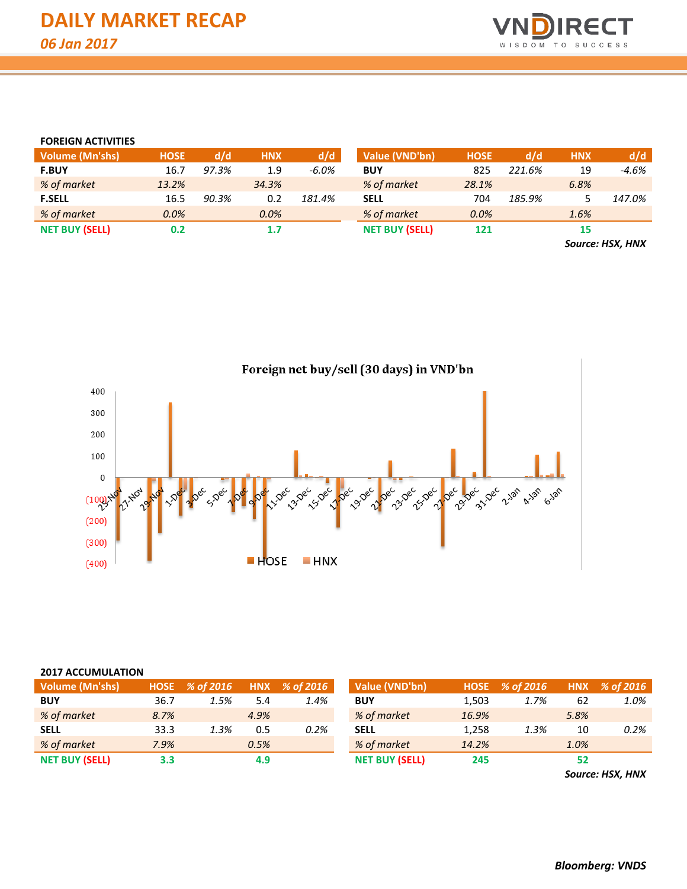# DAILY MARKET RECAP

*06 Jan 2017*

### FOREIGN ACTIVITIES

| Volume (Mn'shs) | HOSE | d/d | HNX | d/d |
|---|---|---|---|---|
| **F.BUY** | 16.7 | *97.3%* | 1.9 | *-6.0%* |
| *% of market* | *13.2%* | | *34.3%* | |
| **F.SELL** | 16.5 | *90.3%* | 0.2 | *181.4%* |
| *% of market* | *0.0%* | | *0.0%* | |
| **NET BUY (SELL)** | **0.2** | | **1.7** | |

| Value (VND'bn) | HOSE | d/d | HNX | d/d |
|---|---|---|---|---|
| **BUY** | 825 | *221.6%* | 19 | *-4.6%* |
| *% of market* | *28.1%* | | *6.8%* | |
| **SELL** | 704 | *185.9%* | 5 | *147.0%* |
| *% of market* | *0.0%* | | *1.6%* | |
| **NET BUY (SELL)** | **121** | | **15** | |

***Source: HSX, HNX***

**Foreign net buy/sell (30 days) in VND'bn**

### 2017 ACCUMULATION

| Volume (Mn'shs) | HOSE | % of 2016 | HNX | % of 2016 |
|---|---|---|---|---|
| **BUY** | 36.7 | *1.5%* | 5.4 | *1.4%* |
| *% of market* | *8.7%* | | *4.9%* | |
| **SELL** | 33.3 | *1.3%* | 0.5 | *0.2%* |
| *% of market* | *7.9%* | | *0.5%* | |
| **NET BUY (SELL)** | **3.3** | | **4.9** | |

| Value (VND'bn) | HOSE | % of 2016 | HNX | % of 2016 |
|---|---|---|---|---|
| **BUY** | 1,503 | *1.7%* | 62 | *1.0%* |
| *% of market* | *16.9%* | | *5.8%* | |
| **SELL** | 1,258 | *1.3%* | 10 | *0.2%* |
| *% of market* | *14.2%* | | *1.0%* | |
| **NET BUY (SELL)** | **245** | | **52** | |

***Source: HSX, HNX***

***Bloomberg: VNDS***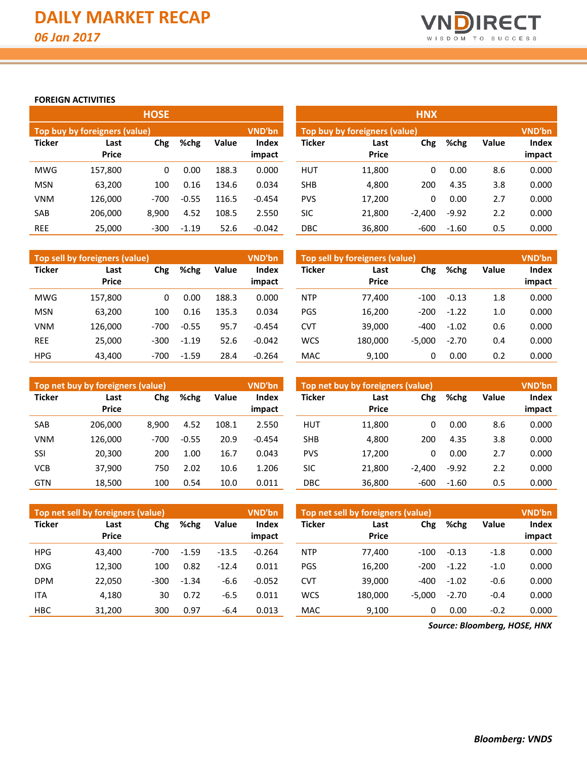# DAILY MARKET RECAP

*06 Jan 2017*

**FOREIGN ACTIVITIES**

## HOSE

| Top buy by foreigners (value) | | | | | VND'bn |
|---|---|---|---|---|---|
| Ticker | Last Price | Chg | %chg | Value | Index impact |
| MWG | 157,800 | 0 | 0.00 | 188.3 | 0.000 |
| MSN | 63,200 | 100 | 0.16 | 134.6 | 0.034 |
| VNM | 126,000 | -700 | -0.55 | 116.5 | -0.454 |
| SAB | 206,000 | 8,900 | 4.52 | 108.5 | 2.550 |
| REE | 25,000 | -300 | -1.19 | 52.6 | -0.042 |

| Top sell by foreigners (value) | | | | | VND'bn |
|---|---|---|---|---|---|
| Ticker | Last Price | Chg | %chg | Value | Index impact |
| MWG | 157,800 | 0 | 0.00 | 188.3 | 0.000 |
| MSN | 63,200 | 100 | 0.16 | 135.3 | 0.034 |
| VNM | 126,000 | -700 | -0.55 | 95.7 | -0.454 |
| REE | 25,000 | -300 | -1.19 | 52.6 | -0.042 |
| HPG | 43,400 | -700 | -1.59 | 28.4 | -0.264 |

| Top net buy by foreigners (value) | | | | | VND'bn |
|---|---|---|---|---|---|
| Ticker | Last Price | Chg | %chg | Value | Index impact |
| SAB | 206,000 | 8,900 | 4.52 | 108.1 | 2.550 |
| VNM | 126,000 | -700 | -0.55 | 20.9 | -0.454 |
| SSI | 20,300 | 200 | 1.00 | 16.7 | 0.043 |
| VCB | 37,900 | 750 | 2.02 | 10.6 | 1.206 |
| GTN | 18,500 | 100 | 0.54 | 10.0 | 0.011 |

| Top net sell by foreigners (value) | | | | | VND'bn |
|---|---|---|---|---|---|
| Ticker | Last Price | Chg | %chg | Value | Index impact |
| HPG | 43,400 | -700 | -1.59 | -13.5 | -0.264 |
| DXG | 12,300 | 100 | 0.82 | -12.4 | 0.011 |
| DPM | 22,050 | -300 | -1.34 | -6.6 | -0.052 |
| ITA | 4,180 | 30 | 0.72 | -6.5 | 0.011 |
| HBC | 31,200 | 300 | 0.97 | -6.4 | 0.013 |

## HNX

| Top buy by foreigners (value) | | | | | VND'bn |
|---|---|---|---|---|---|
| Ticker | Last Price | Chg | %chg | Value | Index impact |
| HUT | 11,800 | 0 | 0.00 | 8.6 | 0.000 |
| SHB | 4,800 | 200 | 4.35 | 3.8 | 0.000 |
| PVS | 17,200 | 0 | 0.00 | 2.7 | 0.000 |
| SIC | 21,800 | -2,400 | -9.92 | 2.2 | 0.000 |
| DBC | 36,800 | -600 | -1.60 | 0.5 | 0.000 |

| Top sell by foreigners (value) | | | | | VND'bn |
|---|---|---|---|---|---|
| Ticker | Last Price | Chg | %chg | Value | Index impact |
| NTP | 77,400 | -100 | -0.13 | 1.8 | 0.000 |
| PGS | 16,200 | -200 | -1.22 | 1.0 | 0.000 |
| CVT | 39,000 | -400 | -1.02 | 0.6 | 0.000 |
| WCS | 180,000 | -5,000 | -2.70 | 0.4 | 0.000 |
| MAC | 9,100 | 0 | 0.00 | 0.2 | 0.000 |

| Top net buy by foreigners (value) | | | | | VND'bn |
|---|---|---|---|---|---|
| Ticker | Last Price | Chg | %chg | Value | Index impact |
| HUT | 11,800 | 0 | 0.00 | 8.6 | 0.000 |
| SHB | 4,800 | 200 | 4.35 | 3.8 | 0.000 |
| PVS | 17,200 | 0 | 0.00 | 2.7 | 0.000 |
| SIC | 21,800 | -2,400 | -9.92 | 2.2 | 0.000 |
| DBC | 36,800 | -600 | -1.60 | 0.5 | 0.000 |

| Top net sell by foreigners (value) | | | | | VND'bn |
|---|---|---|---|---|---|
| Ticker | Last Price | Chg | %chg | Value | Index impact |
| NTP | 77,400 | -100 | -0.13 | -1.8 | 0.000 |
| PGS | 16,200 | -200 | -1.22 | -1.0 | 0.000 |
| CVT | 39,000 | -400 | -1.02 | -0.6 | 0.000 |
| WCS | 180,000 | -5,000 | -2.70 | -0.4 | 0.000 |
| MAC | 9,100 | 0 | 0.00 | -0.2 | 0.000 |

***Source: Bloomberg, HOSE, HNX***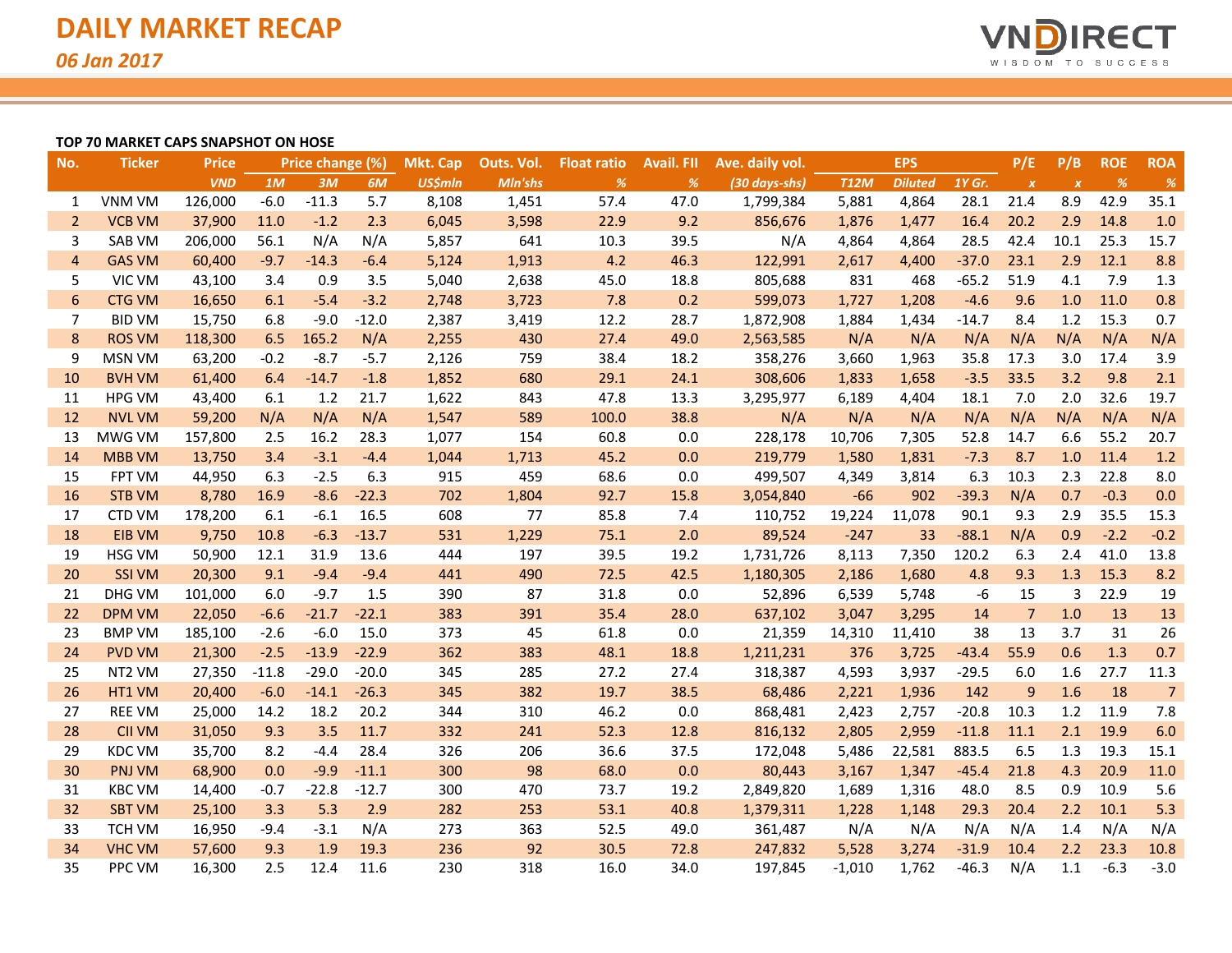# DAILY MARKET RECAP

*06 Jan 2017*

VNDIRECT — WISDOM TO SUCCESS

**TOP 70 MARKET CAPS SNAPSHOT ON HOSE**

| No. | Ticker | Price | Price change (%) | | | Mkt. Cap | Outs. Vol. | Float ratio | Avail. FII | Ave. daily vol. | EPS | | | P/E | P/B | ROE | ROA |
|---|---|---|---|---|---|---|---|---|---|---|---|---|---|---|---|---|---|
| | | *VND* | *1M* | *3M* | *6M* | *US$mln* | *Mln'shs* | *%* | *%* | *(30 days-shs)* | *T12M* | *Diluted* | *1Y Gr.* | *x* | *x* | *%* | *%* |
| 1 | VNM VM | 126,000 | -6.0 | -11.3 | 5.7 | 8,108 | 1,451 | 57.4 | 47.0 | 1,799,384 | 5,881 | 4,864 | 28.1 | 21.4 | 8.9 | 42.9 | 35.1 |
| 2 | VCB VM | 37,900 | 11.0 | -1.2 | 2.3 | 6,045 | 3,598 | 22.9 | 9.2 | 856,676 | 1,876 | 1,477 | 16.4 | 20.2 | 2.9 | 14.8 | 1.0 |
| 3 | SAB VM | 206,000 | 56.1 | N/A | N/A | 5,857 | 641 | 10.3 | 39.5 | N/A | 4,864 | 4,864 | 28.5 | 42.4 | 10.1 | 25.3 | 15.7 |
| 4 | GAS VM | 60,400 | -9.7 | -14.3 | -6.4 | 5,124 | 1,913 | 4.2 | 46.3 | 122,991 | 2,617 | 4,400 | -37.0 | 23.1 | 2.9 | 12.1 | 8.8 |
| 5 | VIC VM | 43,100 | 3.4 | 0.9 | 3.5 | 5,040 | 2,638 | 45.0 | 18.8 | 805,688 | 831 | 468 | -65.2 | 51.9 | 4.1 | 7.9 | 1.3 |
| 6 | CTG VM | 16,650 | 6.1 | -5.4 | -3.2 | 2,748 | 3,723 | 7.8 | 0.2 | 599,073 | 1,727 | 1,208 | -4.6 | 9.6 | 1.0 | 11.0 | 0.8 |
| 7 | BID VM | 15,750 | 6.8 | -9.0 | -12.0 | 2,387 | 3,419 | 12.2 | 28.7 | 1,872,908 | 1,884 | 1,434 | -14.7 | 8.4 | 1.2 | 15.3 | 0.7 |
| 8 | ROS VM | 118,300 | 6.5 | 165.2 | N/A | 2,255 | 430 | 27.4 | 49.0 | 2,563,585 | N/A | N/A | N/A | N/A | N/A | N/A | N/A |
| 9 | MSN VM | 63,200 | -0.2 | -8.7 | -5.7 | 2,126 | 759 | 38.4 | 18.2 | 358,276 | 3,660 | 1,963 | 35.8 | 17.3 | 3.0 | 17.4 | 3.9 |
| 10 | BVH VM | 61,400 | 6.4 | -14.7 | -1.8 | 1,852 | 680 | 29.1 | 24.1 | 308,606 | 1,833 | 1,658 | -3.5 | 33.5 | 3.2 | 9.8 | 2.1 |
| 11 | HPG VM | 43,400 | 6.1 | 1.2 | 21.7 | 1,622 | 843 | 47.8 | 13.3 | 3,295,977 | 6,189 | 4,404 | 18.1 | 7.0 | 2.0 | 32.6 | 19.7 |
| 12 | NVL VM | 59,200 | N/A | N/A | N/A | 1,547 | 589 | 100.0 | 38.8 | N/A | N/A | N/A | N/A | N/A | N/A | N/A | N/A |
| 13 | MWG VM | 157,800 | 2.5 | 16.2 | 28.3 | 1,077 | 154 | 60.8 | 0.0 | 228,178 | 10,706 | 7,305 | 52.8 | 14.7 | 6.6 | 55.2 | 20.7 |
| 14 | MBB VM | 13,750 | 3.4 | -3.1 | -4.4 | 1,044 | 1,713 | 45.2 | 0.0 | 219,779 | 1,580 | 1,831 | -7.3 | 8.7 | 1.0 | 11.4 | 1.2 |
| 15 | FPT VM | 44,950 | 6.3 | -2.5 | 6.3 | 915 | 459 | 68.6 | 0.0 | 499,507 | 4,349 | 3,814 | 6.3 | 10.3 | 2.3 | 22.8 | 8.0 |
| 16 | STB VM | 8,780 | 16.9 | -8.6 | -22.3 | 702 | 1,804 | 92.7 | 15.8 | 3,054,840 | -66 | 902 | -39.3 | N/A | 0.7 | -0.3 | 0.0 |
| 17 | CTD VM | 178,200 | 6.1 | -6.1 | 16.5 | 608 | 77 | 85.8 | 7.4 | 110,752 | 19,224 | 11,078 | 90.1 | 9.3 | 2.9 | 35.5 | 15.3 |
| 18 | EIB VM | 9,750 | 10.8 | -6.3 | -13.7 | 531 | 1,229 | 75.1 | 2.0 | 89,524 | -247 | 33 | -88.1 | N/A | 0.9 | -2.2 | -0.2 |
| 19 | HSG VM | 50,900 | 12.1 | 31.9 | 13.6 | 444 | 197 | 39.5 | 19.2 | 1,731,726 | 8,113 | 7,350 | 120.2 | 6.3 | 2.4 | 41.0 | 13.8 |
| 20 | SSI VM | 20,300 | 9.1 | -9.4 | -9.4 | 441 | 490 | 72.5 | 42.5 | 1,180,305 | 2,186 | 1,680 | 4.8 | 9.3 | 1.3 | 15.3 | 8.2 |
| 21 | DHG VM | 101,000 | 6.0 | -9.7 | 1.5 | 390 | 87 | 31.8 | 0.0 | 52,896 | 6,539 | 5,748 | -6 | 15 | 3 | 22.9 | 19 |
| 22 | DPM VM | 22,050 | -6.6 | -21.7 | -22.1 | 383 | 391 | 35.4 | 28.0 | 637,102 | 3,047 | 3,295 | 14 | 7 | 1.0 | 13 | 13 |
| 23 | BMP VM | 185,100 | -2.6 | -6.0 | 15.0 | 373 | 45 | 61.8 | 0.0 | 21,359 | 14,310 | 11,410 | 38 | 13 | 3.7 | 31 | 26 |
| 24 | PVD VM | 21,300 | -2.5 | -13.9 | -22.9 | 362 | 383 | 48.1 | 18.8 | 1,211,231 | 376 | 3,725 | -43.4 | 55.9 | 0.6 | 1.3 | 0.7 |
| 25 | NT2 VM | 27,350 | -11.8 | -29.0 | -20.0 | 345 | 285 | 27.2 | 27.4 | 318,387 | 4,593 | 3,937 | -29.5 | 6.0 | 1.6 | 27.7 | 11.3 |
| 26 | HT1 VM | 20,400 | -6.0 | -14.1 | -26.3 | 345 | 382 | 19.7 | 38.5 | 68,486 | 2,221 | 1,936 | 142 | 9 | 1.6 | 18 | 7 |
| 27 | REE VM | 25,000 | 14.2 | 18.2 | 20.2 | 344 | 310 | 46.2 | 0.0 | 868,481 | 2,423 | 2,757 | -20.8 | 10.3 | 1.2 | 11.9 | 7.8 |
| 28 | CII VM | 31,050 | 9.3 | 3.5 | 11.7 | 332 | 241 | 52.3 | 12.8 | 816,132 | 2,805 | 2,959 | -11.8 | 11.1 | 2.1 | 19.9 | 6.0 |
| 29 | KDC VM | 35,700 | 8.2 | -4.4 | 28.4 | 326 | 206 | 36.6 | 37.5 | 172,048 | 5,486 | 22,581 | 883.5 | 6.5 | 1.3 | 19.3 | 15.1 |
| 30 | PNJ VM | 68,900 | 0.0 | -9.9 | -11.1 | 300 | 98 | 68.0 | 0.0 | 80,443 | 3,167 | 1,347 | -45.4 | 21.8 | 4.3 | 20.9 | 11.0 |
| 31 | KBC VM | 14,400 | -0.7 | -22.8 | -12.7 | 300 | 470 | 73.7 | 19.2 | 2,849,820 | 1,689 | 1,316 | 48.0 | 8.5 | 0.9 | 10.9 | 5.6 |
| 32 | SBT VM | 25,100 | 3.3 | 5.3 | 2.9 | 282 | 253 | 53.1 | 40.8 | 1,379,311 | 1,228 | 1,148 | 29.3 | 20.4 | 2.2 | 10.1 | 5.3 |
| 33 | TCH VM | 16,950 | -9.4 | -3.1 | N/A | 273 | 363 | 52.5 | 49.0 | 361,487 | N/A | N/A | N/A | N/A | 1.4 | N/A | N/A |
| 34 | VHC VM | 57,600 | 9.3 | 1.9 | 19.3 | 236 | 92 | 30.5 | 72.8 | 247,832 | 5,528 | 3,274 | -31.9 | 10.4 | 2.2 | 23.3 | 10.8 |
| 35 | PPC VM | 16,300 | 2.5 | 12.4 | 11.6 | 230 | 318 | 16.0 | 34.0 | 197,845 | -1,010 | 1,762 | -46.3 | N/A | 1.1 | -6.3 | -3.0 |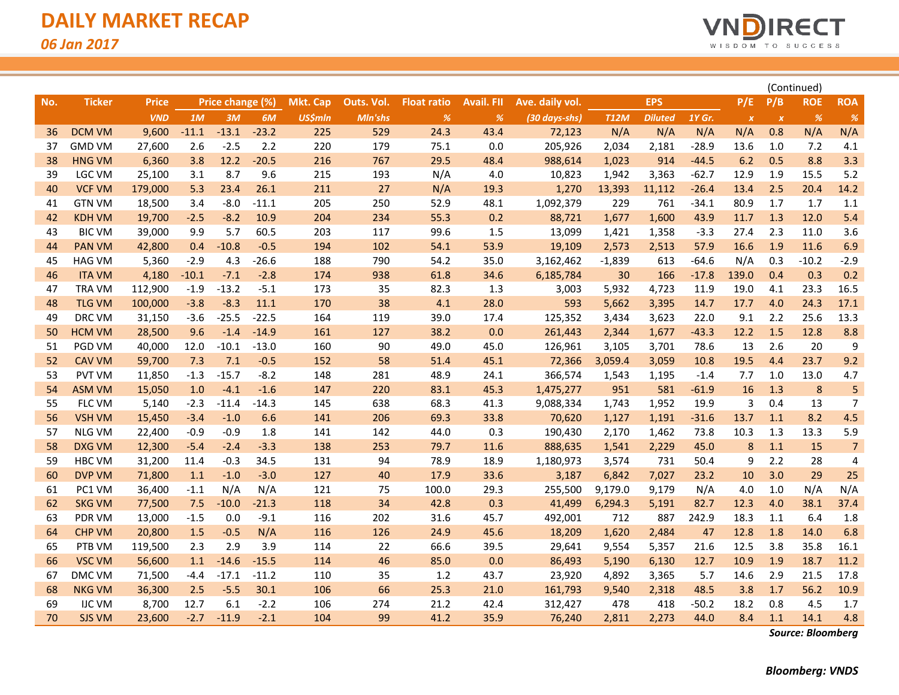# DAILY MARKET RECAP

*06 Jan 2017*

(Continued)

| No. | Ticker | Price | Price change (%) | | | Mkt. Cap | Outs. Vol. | Float ratio | Avail. FII | Ave. daily vol. | EPS | | | P/E | P/B | ROE | ROA |
|---|---|---|---|---|---|---|---|---|---|---|---|---|---|---|---|---|---|
| | | *VND* | *1M* | *3M* | *6M* | *US$mln* | *Mln'shs* | *%* | *%* | *(30 days-shs)* | *T12M* | *Diluted* | *1Y Gr.* | *x* | *x* | *%* | *%* |
| 36 | DCM VM | 9,600 | -11.1 | -13.1 | -23.2 | 225 | 529 | 24.3 | 43.4 | 72,123 | N/A | N/A | N/A | N/A | 0.8 | N/A | N/A |
| 37 | GMD VM | 27,600 | 2.6 | -2.5 | 2.2 | 220 | 179 | 75.1 | 0.0 | 205,926 | 2,034 | 2,181 | -28.9 | 13.6 | 1.0 | 7.2 | 4.1 |
| 38 | HNG VM | 6,360 | 3.8 | 12.2 | -20.5 | 216 | 767 | 29.5 | 48.4 | 988,614 | 1,023 | 914 | -44.5 | 6.2 | 0.5 | 8.8 | 3.3 |
| 39 | LGC VM | 25,100 | 3.1 | 8.7 | 9.6 | 215 | 193 | N/A | 4.0 | 10,823 | 1,942 | 3,363 | -62.7 | 12.9 | 1.9 | 15.5 | 5.2 |
| 40 | VCF VM | 179,000 | 5.3 | 23.4 | 26.1 | 211 | 27 | N/A | 19.3 | 1,270 | 13,393 | 11,112 | -26.4 | 13.4 | 2.5 | 20.4 | 14.2 |
| 41 | GTN VM | 18,500 | 3.4 | -8.0 | -11.1 | 205 | 250 | 52.9 | 48.1 | 1,092,379 | 229 | 761 | -34.1 | 80.9 | 1.7 | 1.7 | 1.1 |
| 42 | KDH VM | 19,700 | -2.5 | -8.2 | 10.9 | 204 | 234 | 55.3 | 0.2 | 88,721 | 1,677 | 1,600 | 43.9 | 11.7 | 1.3 | 12.0 | 5.4 |
| 43 | BIC VM | 39,000 | 9.9 | 5.7 | 60.5 | 203 | 117 | 99.6 | 1.5 | 13,099 | 1,421 | 1,358 | -3.3 | 27.4 | 2.3 | 11.0 | 3.6 |
| 44 | PAN VM | 42,800 | 0.4 | -10.8 | -0.5 | 194 | 102 | 54.1 | 53.9 | 19,109 | 2,573 | 2,513 | 57.9 | 16.6 | 1.9 | 11.6 | 6.9 |
| 45 | HAG VM | 5,360 | -2.9 | 4.3 | -26.6 | 188 | 790 | 54.2 | 35.0 | 3,162,462 | -1,839 | 613 | -64.6 | N/A | 0.3 | -10.2 | -2.9 |
| 46 | ITA VM | 4,180 | -10.1 | -7.1 | -2.8 | 174 | 938 | 61.8 | 34.6 | 6,185,784 | 30 | 166 | -17.8 | 139.0 | 0.4 | 0.3 | 0.2 |
| 47 | TRA VM | 112,900 | -1.9 | -13.2 | -5.1 | 173 | 35 | 82.3 | 1.3 | 3,003 | 5,932 | 4,723 | 11.9 | 19.0 | 4.1 | 23.3 | 16.5 |
| 48 | TLG VM | 100,000 | -3.8 | -8.3 | 11.1 | 170 | 38 | 4.1 | 28.0 | 593 | 5,662 | 3,395 | 14.7 | 17.7 | 4.0 | 24.3 | 17.1 |
| 49 | DRC VM | 31,150 | -3.6 | -25.5 | -22.5 | 164 | 119 | 39.0 | 17.4 | 125,352 | 3,434 | 3,623 | 22.0 | 9.1 | 2.2 | 25.6 | 13.3 |
| 50 | HCM VM | 28,500 | 9.6 | -1.4 | -14.9 | 161 | 127 | 38.2 | 0.0 | 261,443 | 2,344 | 1,677 | -43.3 | 12.2 | 1.5 | 12.8 | 8.8 |
| 51 | PGD VM | 40,000 | 12.0 | -10.1 | -13.0 | 160 | 90 | 49.0 | 45.0 | 126,961 | 3,105 | 3,701 | 78.6 | 13 | 2.6 | 20 | 9 |
| 52 | CAV VM | 59,700 | 7.3 | 7.1 | -0.5 | 152 | 58 | 51.4 | 45.1 | 72,366 | 3,059.4 | 3,059 | 10.8 | 19.5 | 4.4 | 23.7 | 9.2 |
| 53 | PVT VM | 11,850 | -1.3 | -15.7 | -8.2 | 148 | 281 | 48.9 | 24.1 | 366,574 | 1,543 | 1,195 | -1.4 | 7.7 | 1.0 | 13.0 | 4.7 |
| 54 | ASM VM | 15,050 | 1.0 | -4.1 | -1.6 | 147 | 220 | 83.1 | 45.3 | 1,475,277 | 951 | 581 | -61.9 | 16 | 1.3 | 8 | 5 |
| 55 | FLC VM | 5,140 | -2.3 | -11.4 | -14.3 | 145 | 638 | 68.3 | 41.3 | 9,088,334 | 1,743 | 1,952 | 19.9 | 3 | 0.4 | 13 | 7 |
| 56 | VSH VM | 15,450 | -3.4 | -1.0 | 6.6 | 141 | 206 | 69.3 | 33.8 | 70,620 | 1,127 | 1,191 | -31.6 | 13.7 | 1.1 | 8.2 | 4.5 |
| 57 | NLG VM | 22,400 | -0.9 | -0.9 | 1.8 | 141 | 142 | 44.0 | 0.3 | 190,430 | 2,170 | 1,462 | 73.8 | 10.3 | 1.3 | 13.3 | 5.9 |
| 58 | DXG VM | 12,300 | -5.4 | -2.4 | -3.3 | 138 | 253 | 79.7 | 11.6 | 888,635 | 1,541 | 2,229 | 45.0 | 8 | 1.1 | 15 | 7 |
| 59 | HBC VM | 31,200 | 11.4 | -0.3 | 34.5 | 131 | 94 | 78.9 | 18.9 | 1,180,973 | 3,574 | 731 | 50.4 | 9 | 2.2 | 28 | 4 |
| 60 | DVP VM | 71,800 | 1.1 | -1.0 | -3.0 | 127 | 40 | 17.9 | 33.6 | 3,187 | 6,842 | 7,027 | 23.2 | 10 | 3.0 | 29 | 25 |
| 61 | PC1 VM | 36,400 | -1.1 | N/A | N/A | 121 | 75 | 100.0 | 29.3 | 255,500 | 9,179.0 | 9,179 | N/A | 4.0 | 1.0 | N/A | N/A |
| 62 | SKG VM | 77,500 | 7.5 | -10.0 | -21.3 | 118 | 34 | 42.8 | 0.3 | 41,499 | 6,294.3 | 5,191 | 82.7 | 12.3 | 4.0 | 38.1 | 37.4 |
| 63 | PDR VM | 13,000 | -1.5 | 0.0 | -9.1 | 116 | 202 | 31.6 | 45.7 | 492,001 | 712 | 887 | 242.9 | 18.3 | 1.1 | 6.4 | 1.8 |
| 64 | CHP VM | 20,800 | 1.5 | -0.5 | N/A | 116 | 126 | 24.9 | 45.6 | 18,209 | 1,620 | 2,484 | 47 | 12.8 | 1.8 | 14.0 | 6.8 |
| 65 | PTB VM | 119,500 | 2.3 | 2.9 | 3.9 | 114 | 22 | 66.6 | 39.5 | 29,641 | 9,554 | 5,357 | 21.6 | 12.5 | 3.8 | 35.8 | 16.1 |
| 66 | VSC VM | 56,600 | 1.1 | -14.6 | -15.5 | 114 | 46 | 85.0 | 0.0 | 86,493 | 5,190 | 6,130 | 12.7 | 10.9 | 1.9 | 18.7 | 11.2 |
| 67 | DMC VM | 71,500 | -4.4 | -17.1 | -11.2 | 110 | 35 | 1.2 | 43.7 | 23,920 | 4,892 | 3,365 | 5.7 | 14.6 | 2.9 | 21.5 | 17.8 |
| 68 | NKG VM | 36,300 | 2.5 | -5.5 | 30.1 | 106 | 66 | 25.3 | 21.0 | 161,793 | 9,540 | 2,318 | 48.5 | 3.8 | 1.7 | 56.2 | 10.9 |
| 69 | IJC VM | 8,700 | 12.7 | 6.1 | -2.2 | 106 | 274 | 21.2 | 42.4 | 312,427 | 478 | 418 | -50.2 | 18.2 | 0.8 | 4.5 | 1.7 |
| 70 | SJS VM | 23,600 | -2.7 | -11.9 | -2.1 | 104 | 99 | 41.2 | 35.9 | 76,240 | 2,811 | 2,273 | 44.0 | 8.4 | 1.1 | 14.1 | 4.8 |

***Source: Bloomberg***

***Bloomberg: VNDS***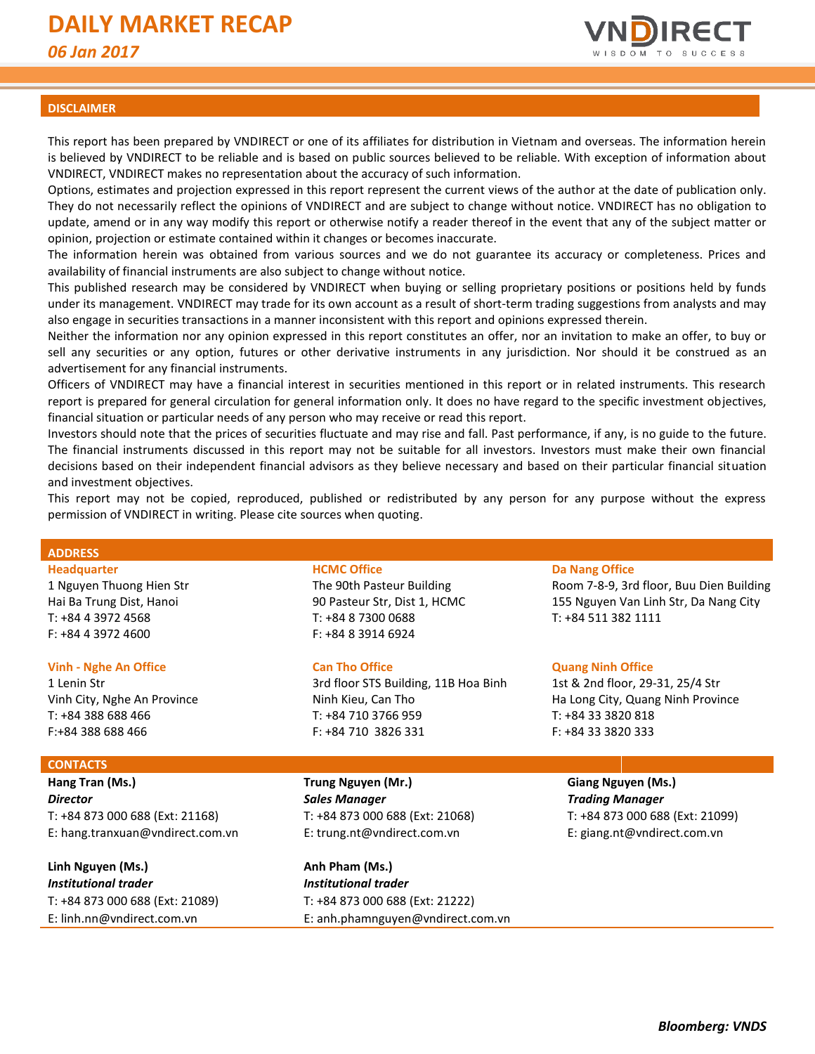## DISCLAIMER

This report has been prepared by VNDIRECT or one of its affiliates for distribution in Vietnam and overseas. The information herein is believed by VNDIRECT to be reliable and is based on public sources believed to be reliable. With exception of information about VNDIRECT, VNDIRECT makes no representation about the accuracy of such information.

Options, estimates and projection expressed in this report represent the current views of the author at the date of publication only. They do not necessarily reflect the opinions of VNDIRECT and are subject to change without notice. VNDIRECT has no obligation to update, amend or in any way modify this report or otherwise notify a reader thereof in the event that any of the subject matter or opinion, projection or estimate contained within it changes or becomes inaccurate.

The information herein was obtained from various sources and we do not guarantee its accuracy or completeness. Prices and availability of financial instruments are also subject to change without notice.

This published research may be considered by VNDIRECT when buying or selling proprietary positions or positions held by funds under its management. VNDIRECT may trade for its own account as a result of short-term trading suggestions from analysts and may also engage in securities transactions in a manner inconsistent with this report and opinions expressed therein.

Neither the information nor any opinion expressed in this report constitutes an offer, nor an invitation to make an offer, to buy or sell any securities or any option, futures or other derivative instruments in any jurisdiction. Nor should it be construed as an advertisement for any financial instruments.

Officers of VNDIRECT may have a financial interest in securities mentioned in this report or in related instruments. This research report is prepared for general circulation for general information only. It does no have regard to the specific investment objectives, financial situation or particular needs of any person who may receive or read this report.

Investors should note that the prices of securities fluctuate and may rise and fall. Past performance, if any, is no guide to the future. The financial instruments discussed in this report may not be suitable for all investors. Investors must make their own financial decisions based on their independent financial advisors as they believe necessary and based on their particular financial situation and investment objectives.

This report may not be copied, reproduced, published or redistributed by any person for any purpose without the express permission of VNDIRECT in writing. Please cite sources when quoting.

## ADDRESS

**Headquarter**
1 Nguyen Thuong Hien Str
Hai Ba Trung Dist, Hanoi
T: +84 4 3972 4568
F: +84 4 3972 4600

**HCMC Office**
The 90th Pasteur Building
90 Pasteur Str, Dist 1, HCMC
T: +84 8 7300 0688
F: +84 8 3914 6924

**Da Nang Office**
Room 7-8-9, 3rd floor, Buu Dien Building
155 Nguyen Van Linh Str, Da Nang City
T: +84 511 382 1111

**Vinh - Nghe An Office**
1 Lenin Str
Vinh City, Nghe An Province
T: +84 388 688 466
F:+84 388 688 466

**Can Tho Office**
3rd floor STS Building, 11B Hoa Binh
Ninh Kieu, Can Tho
T: +84 710 3766 959
F: +84 710 3826 331

**Quang Ninh Office**
1st & 2nd floor, 29-31, 25/4 Str
Ha Long City, Quang Ninh Province
T: +84 33 3820 818
F: +84 33 3820 333

## CONTACTS

**Hang Tran (Ms.)**
*Director*
T: +84 873 000 688 (Ext: 21168)
E: hang.tranxuan@vndirect.com.vn

**Trung Nguyen (Mr.)**
*Sales Manager*
T: +84 873 000 688 (Ext: 21068)
E: trung.nt@vndirect.com.vn

**Giang Nguyen (Ms.)**
*Trading Manager*
T: +84 873 000 688 (Ext: 21099)
E: giang.nt@vndirect.com.vn

**Linh Nguyen (Ms.)**
*Institutional trader*
T: +84 873 000 688 (Ext: 21089)
E: linh.nn@vndirect.com.vn

**Anh Pham (Ms.)**
*Institutional trader*
T: +84 873 000 688 (Ext: 21222)
E: anh.phamnguyen@vndirect.com.vn

***Bloomberg: VNDS***